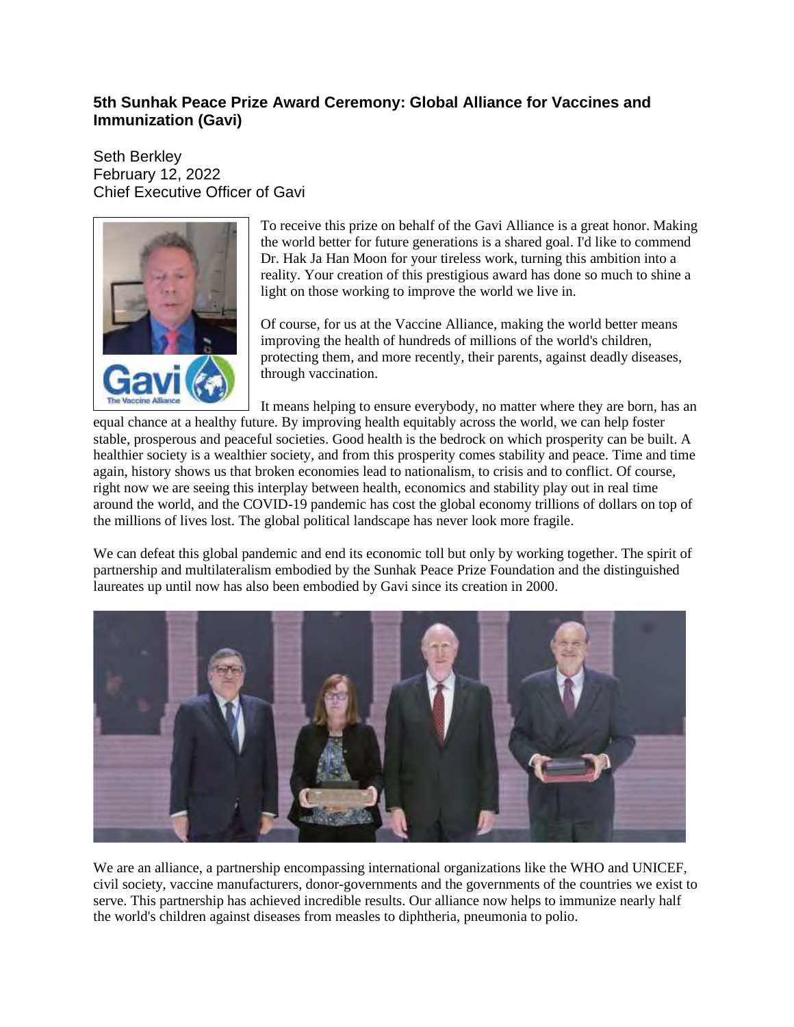## 5th Sunhak Peace Prize Award Ceremony: Global Alliance for Vaccines and Immunization (Gavi)

Seth Berkley
February 12, 2022
Chief Executive Officer of Gavi

To receive this prize on behalf of the Gavi Alliance is a great honor. Making the world better for future generations is a shared goal. I'd like to commend Dr. Hak Ja Han Moon for your tireless work, turning this ambition into a reality. Your creation of this prestigious award has done so much to shine a light on those working to improve the world we live in.

Of course, for us at the Vaccine Alliance, making the world better means improving the health of hundreds of millions of the world's children, protecting them, and more recently, their parents, against deadly diseases, through vaccination.

It means helping to ensure everybody, no matter where they are born, has an equal chance at a healthy future. By improving health equitably across the world, we can help foster stable, prosperous and peaceful societies. Good health is the bedrock on which prosperity can be built. A healthier society is a wealthier society, and from this prosperity comes stability and peace. Time and time again, history shows us that broken economies lead to nationalism, to crisis and to conflict. Of course, right now we are seeing this interplay between health, economics and stability play out in real time around the world, and the COVID-19 pandemic has cost the global economy trillions of dollars on top of the millions of lives lost. The global political landscape has never look more fragile.

We can defeat this global pandemic and end its economic toll but only by working together. The spirit of partnership and multilateralism embodied by the Sunhak Peace Prize Foundation and the distinguished laureates up until now has also been embodied by Gavi since its creation in 2000.

We are an alliance, a partnership encompassing international organizations like the WHO and UNICEF, civil society, vaccine manufacturers, donor-governments and the governments of the countries we exist to serve. This partnership has achieved incredible results. Our alliance now helps to immunize nearly half the world's children against diseases from measles to diphtheria, pneumonia to polio.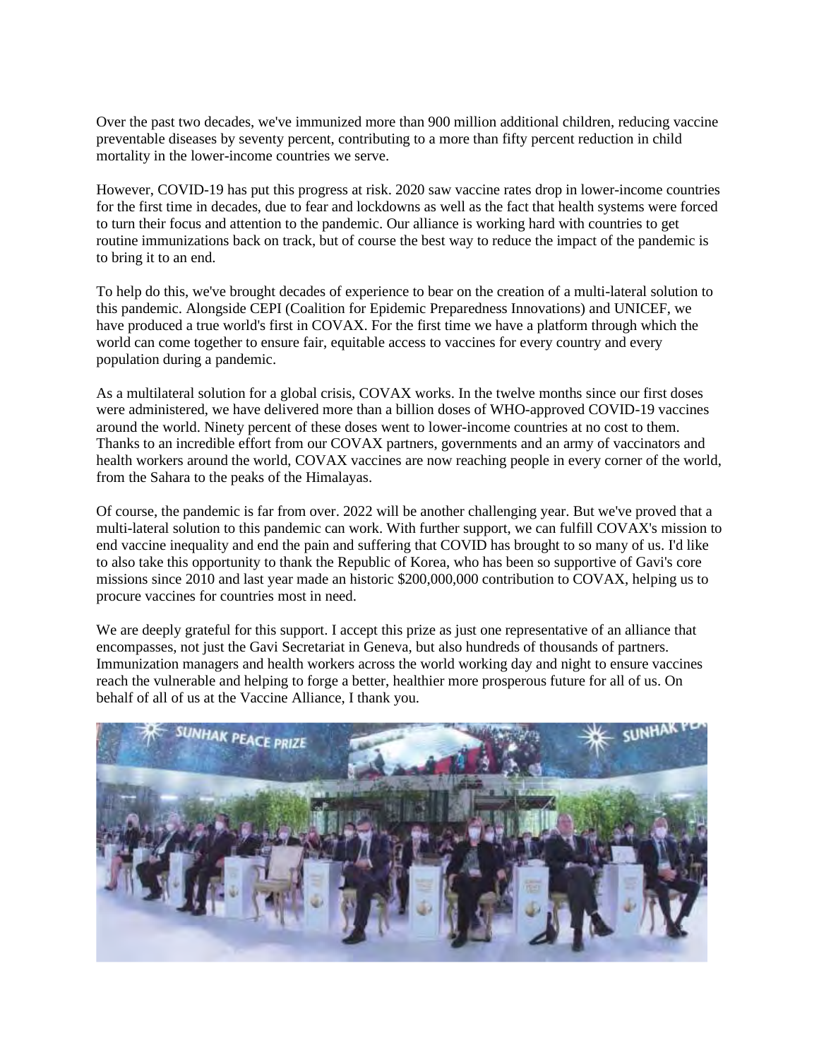Over the past two decades, we've immunized more than 900 million additional children, reducing vaccine preventable diseases by seventy percent, contributing to a more than fifty percent reduction in child mortality in the lower-income countries we serve.

However, COVID-19 has put this progress at risk. 2020 saw vaccine rates drop in lower-income countries for the first time in decades, due to fear and lockdowns as well as the fact that health systems were forced to turn their focus and attention to the pandemic. Our alliance is working hard with countries to get routine immunizations back on track, but of course the best way to reduce the impact of the pandemic is to bring it to an end.

To help do this, we've brought decades of experience to bear on the creation of a multi-lateral solution to this pandemic. Alongside CEPI (Coalition for Epidemic Preparedness Innovations) and UNICEF, we have produced a true world's first in COVAX. For the first time we have a platform through which the world can come together to ensure fair, equitable access to vaccines for every country and every population during a pandemic.

As a multilateral solution for a global crisis, COVAX works. In the twelve months since our first doses were administered, we have delivered more than a billion doses of WHO-approved COVID-19 vaccines around the world. Ninety percent of these doses went to lower-income countries at no cost to them. Thanks to an incredible effort from our COVAX partners, governments and an army of vaccinators and health workers around the world, COVAX vaccines are now reaching people in every corner of the world, from the Sahara to the peaks of the Himalayas.

Of course, the pandemic is far from over. 2022 will be another challenging year. But we've proved that a multi-lateral solution to this pandemic can work. With further support, we can fulfill COVAX's mission to end vaccine inequality and end the pain and suffering that COVID has brought to so many of us. I'd like to also take this opportunity to thank the Republic of Korea, who has been so supportive of Gavi's core missions since 2010 and last year made an historic $200,000,000 contribution to COVAX, helping us to procure vaccines for countries most in need.

We are deeply grateful for this support. I accept this prize as just one representative of an alliance that encompasses, not just the Gavi Secretariat in Geneva, but also hundreds of thousands of partners. Immunization managers and health workers across the world working day and night to ensure vaccines reach the vulnerable and helping to forge a better, healthier more prosperous future for all of us. On behalf of all of us at the Vaccine Alliance, I thank you.